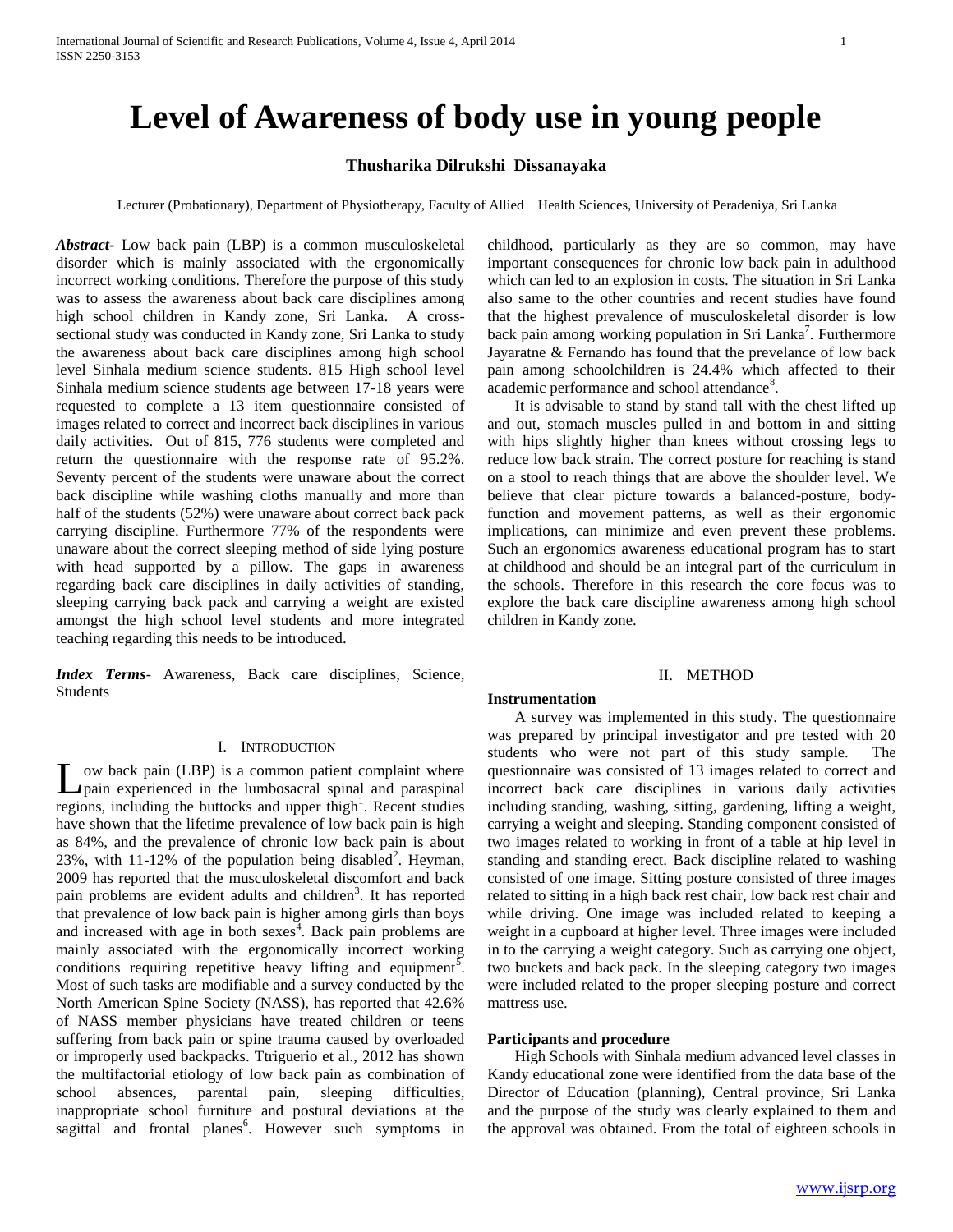# Level of Awareness of body use in young people

**Thusharika Dilrukshi Dissanayaka**

Lecturer (Probationary), Department of Physiotherapy, Faculty of Allied Health Sciences, University of Peradeniya, Sri Lanka

***Abstract*-** Low back pain (LBP) is a common musculoskeletal disorder which is mainly associated with the ergonomically incorrect working conditions. Therefore the purpose of this study was to assess the awareness about back care disciplines among high school children in Kandy zone, Sri Lanka. A cross-sectional study was conducted in Kandy zone, Sri Lanka to study the awareness about back care disciplines among high school level Sinhala medium science students. 815 High school level Sinhala medium science students age between 17-18 years were requested to complete a 13 item questionnaire consisted of images related to correct and incorrect back disciplines in various daily activities. Out of 815, 776 students were completed and return the questionnaire with the response rate of 95.2%. Seventy percent of the students were unaware about the correct back discipline while washing cloths manually and more than half of the students (52%) were unaware about correct back pack carrying discipline. Furthermore 77% of the respondents were unaware about the correct sleeping method of side lying posture with head supported by a pillow. The gaps in awareness regarding back care disciplines in daily activities of standing, sleeping carrying back pack and carrying a weight are existed amongst the high school level students and more integrated teaching regarding this needs to be introduced.

***Index Terms*-** Awareness, Back care disciplines, Science, Students

## I. Introduction

Low back pain (LBP) is a common patient complaint where pain experienced in the lumbosacral spinal and paraspinal regions, including the buttocks and upper thigh[1]. Recent studies have shown that the lifetime prevalence of low back pain is high as 84%, and the prevalence of chronic low back pain is about 23%, with 11-12% of the population being disabled[2]. Heyman, 2009 has reported that the musculoskeletal discomfort and back pain problems are evident adults and children[3]. It has reported that prevalence of low back pain is higher among girls than boys and increased with age in both sexes[4]. Back pain problems are mainly associated with the ergonomically incorrect working conditions requiring repetitive heavy lifting and equipment[5]. Most of such tasks are modifiable and a survey conducted by the North American Spine Society (NASS), has reported that 42.6% of NASS member physicians have treated children or teens suffering from back pain or spine trauma caused by overloaded or improperly used backpacks. Ttriguerio et al., 2012 has shown the multifactorial etiology of low back pain as combination of school absences, parental pain, sleeping difficulties, inappropriate school furniture and postural deviations at the sagittal and frontal planes[6]. However such symptoms in childhood, particularly as they are so common, may have important consequences for chronic low back pain in adulthood which can led to an explosion in costs. The situation in Sri Lanka also same to the other countries and recent studies have found that the highest prevalence of musculoskeletal disorder is low back pain among working population in Sri Lanka[7]. Furthermore Jayaratne & Fernando has found that the prevelance of low back pain among schoolchildren is 24.4% which affected to their academic performance and school attendance[8].

It is advisable to stand by stand tall with the chest lifted up and out, stomach muscles pulled in and bottom in and sitting with hips slightly higher than knees without crossing legs to reduce low back strain. The correct posture for reaching is stand on a stool to reach things that are above the shoulder level. We believe that clear picture towards a balanced-posture, body-function and movement patterns, as well as their ergonomic implications, can minimize and even prevent these problems. Such an ergonomics awareness educational program has to start at childhood and should be an integral part of the curriculum in the schools. Therefore in this research the core focus was to explore the back care discipline awareness among high school children in Kandy zone.

## II. Method

### Instrumentation

A survey was implemented in this study. The questionnaire was prepared by principal investigator and pre tested with 20 students who were not part of this study sample. The questionnaire was consisted of 13 images related to correct and incorrect back care disciplines in various daily activities including standing, washing, sitting, gardening, lifting a weight, carrying a weight and sleeping. Standing component consisted of two images related to working in front of a table at hip level in standing and standing erect. Back discipline related to washing consisted of one image. Sitting posture consisted of three images related to sitting in a high back rest chair, low back rest chair and while driving. One image was included related to keeping a weight in a cupboard at higher level. Three images were included in to the carrying a weight category. Such as carrying one object, two buckets and back pack. In the sleeping category two images were included related to the proper sleeping posture and correct mattress use.

### Participants and procedure

High Schools with Sinhala medium advanced level classes in Kandy educational zone were identified from the data base of the Director of Education (planning), Central province, Sri Lanka and the purpose of the study was clearly explained to them and the approval was obtained. From the total of eighteen schools in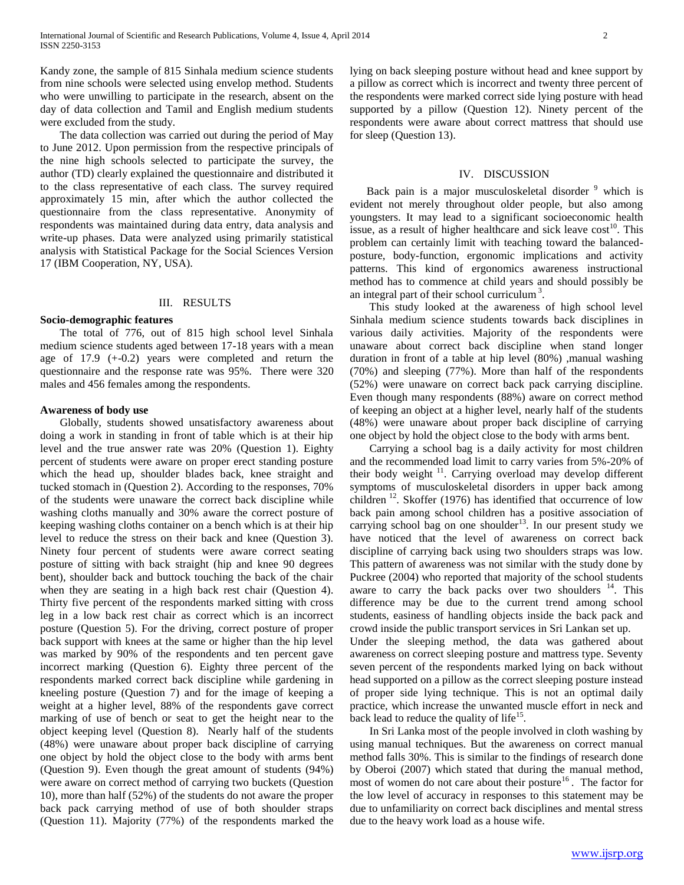Kandy zone, the sample of 815 Sinhala medium science students from nine schools were selected using envelop method. Students who were unwilling to participate in the research, absent on the day of data collection and Tamil and English medium students were excluded from the study.

The data collection was carried out during the period of May to June 2012. Upon permission from the respective principals of the nine high schools selected to participate the survey, the author (TD) clearly explained the questionnaire and distributed it to the class representative of each class. The survey required approximately 15 min, after which the author collected the questionnaire from the class representative. Anonymity of respondents was maintained during data entry, data analysis and write-up phases. Data were analyzed using primarily statistical analysis with Statistical Package for the Social Sciences Version 17 (IBM Cooperation, NY, USA).

## III. RESULTS

**Socio-demographic features**

The total of 776, out of 815 high school level Sinhala medium science students aged between 17-18 years with a mean age of 17.9 (+-0.2) years were completed and return the questionnaire and the response rate was 95%. There were 320 males and 456 females among the respondents.

**Awareness of body use**

Globally, students showed unsatisfactory awareness about doing a work in standing in front of table which is at their hip level and the true answer rate was 20% (Question 1). Eighty percent of students were aware on proper erect standing posture which the head up, shoulder blades back, knee straight and tucked stomach in (Question 2). According to the responses, 70% of the students were unaware the correct back discipline while washing cloths manually and 30% aware the correct posture of keeping washing cloths container on a bench which is at their hip level to reduce the stress on their back and knee (Question 3). Ninety four percent of students were aware correct seating posture of sitting with back straight (hip and knee 90 degrees bent), shoulder back and buttock touching the back of the chair when they are seating in a high back rest chair (Question 4). Thirty five percent of the respondents marked sitting with cross leg in a low back rest chair as correct which is an incorrect posture (Question 5). For the driving, correct posture of proper back support with knees at the same or higher than the hip level was marked by 90% of the respondents and ten percent gave incorrect marking (Question 6). Eighty three percent of the respondents marked correct back discipline while gardening in kneeling posture (Question 7) and for the image of keeping a weight at a higher level, 88% of the respondents gave correct marking of use of bench or seat to get the height near to the object keeping level (Question 8). Nearly half of the students (48%) were unaware about proper back discipline of carrying one object by hold the object close to the body with arms bent (Question 9). Even though the great amount of students (94%) were aware on correct method of carrying two buckets (Question 10), more than half (52%) of the students do not aware the proper back pack carrying method of use of both shoulder straps (Question 11). Majority (77%) of the respondents marked the lying on back sleeping posture without head and knee support by a pillow as correct which is incorrect and twenty three percent of the respondents were marked correct side lying posture with head supported by a pillow (Question 12). Ninety percent of the respondents were aware about correct mattress that should use for sleep (Question 13).

## IV. DISCUSSION

Back pain is a major musculoskeletal disorder [9] which is evident not merely throughout older people, but also among youngsters. It may lead to a significant socioeconomic health issue, as a result of higher healthcare and sick leave cost[10]. This problem can certainly limit with teaching toward the balanced-posture, body-function, ergonomic implications and activity patterns. This kind of ergonomics awareness instructional method has to commence at child years and should possibly be an integral part of their school curriculum [3].

This study looked at the awareness of high school level Sinhala medium science students towards back disciplines in various daily activities. Majority of the respondents were unaware about correct back discipline when stand longer duration in front of a table at hip level (80%) ,manual washing (70%) and sleeping (77%). More than half of the respondents (52%) were unaware on correct back pack carrying discipline. Even though many respondents (88%) aware on correct method of keeping an object at a higher level, nearly half of the students (48%) were unaware about proper back discipline of carrying one object by hold the object close to the body with arms bent.

Carrying a school bag is a daily activity for most children and the recommended load limit to carry varies from 5%-20% of their body weight [11]. Carrying overload may develop different symptoms of musculoskeletal disorders in upper back among children [12]. Skoffer (1976) has identified that occurrence of low back pain among school children has a positive association of carrying school bag on one shoulder[13]. In our present study we have noticed that the level of awareness on correct back discipline of carrying back using two shoulders straps was low. This pattern of awareness was not similar with the study done by Puckree (2004) who reported that majority of the school students aware to carry the back packs over two shoulders [14]. This difference may be due to the current trend among school students, easiness of handling objects inside the back pack and crowd inside the public transport services in Sri Lankan set up.

Under the sleeping method, the data was gathered about awareness on correct sleeping posture and mattress type. Seventy seven percent of the respondents marked lying on back without head supported on a pillow as the correct sleeping posture instead of proper side lying technique. This is not an optimal daily practice, which increase the unwanted muscle effort in neck and back lead to reduce the quality of life[15].

In Sri Lanka most of the people involved in cloth washing by using manual techniques. But the awareness on correct manual method falls 30%. This is similar to the findings of research done by Oberoi (2007) which stated that during the manual method, most of women do not care about their posture[16] . The factor for the low level of accuracy in responses to this statement may be due to unfamiliarity on correct back disciplines and mental stress due to the heavy work load as a house wife.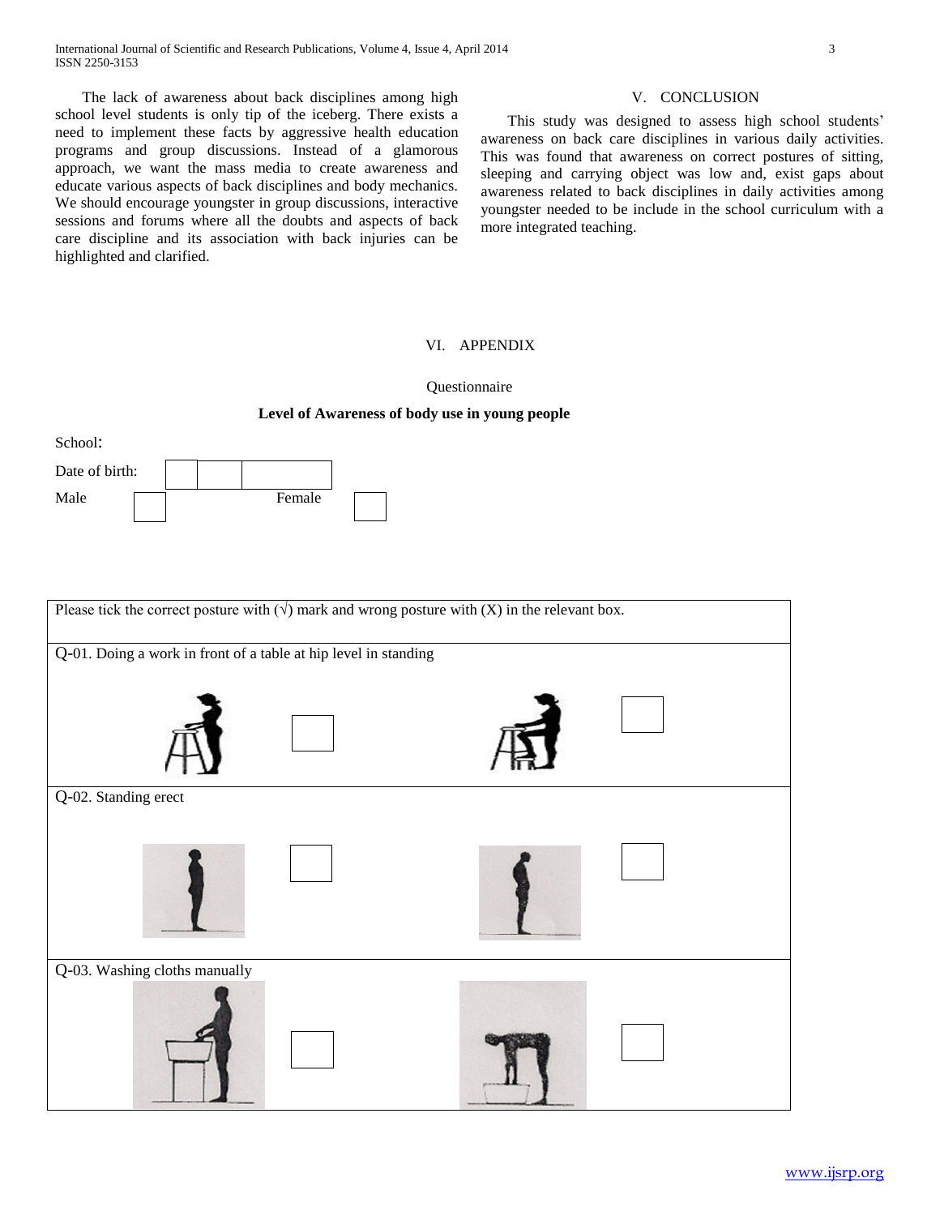The lack of awareness about back disciplines among high school level students is only tip of the iceberg. There exists a need to implement these facts by aggressive health education programs and group discussions. Instead of a glamorous approach, we want the mass media to create awareness and educate various aspects of back disciplines and body mechanics. We should encourage youngster in group discussions, interactive sessions and forums where all the doubts and aspects of back care discipline and its association with back injuries can be highlighted and clarified.

## V. CONCLUSION

This study was designed to assess high school students' awareness on back care disciplines in various daily activities. This was found that awareness on correct postures of sitting, sleeping and carrying object was low and, exist gaps about awareness related to back disciplines in daily activities among youngster needed to be include in the school curriculum with a more integrated teaching.

## VI. APPENDIX

Questionnaire

**Level of Awareness of body use in young people**

School:

Date of birth:

Male    Female

Please tick the correct posture with (√) mark and wrong posture with (X) in the relevant box.

Q-01. Doing a work in front of a table at hip level in standing

Q-02. Standing erect

Q-03. Washing cloths manually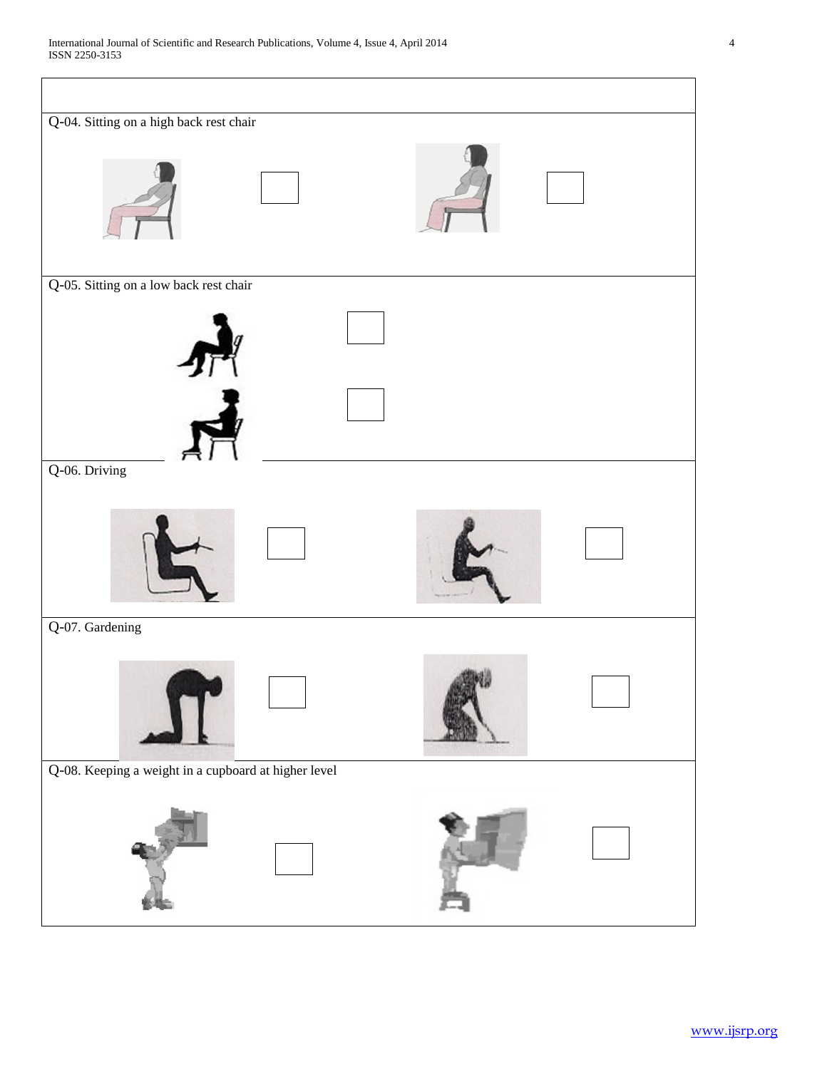Q-04. Sitting on a high back rest chair

Q-05. Sitting on a low back rest chair

Q-06. Driving

Q-07. Gardening

Q-08. Keeping a weight in a cupboard at higher level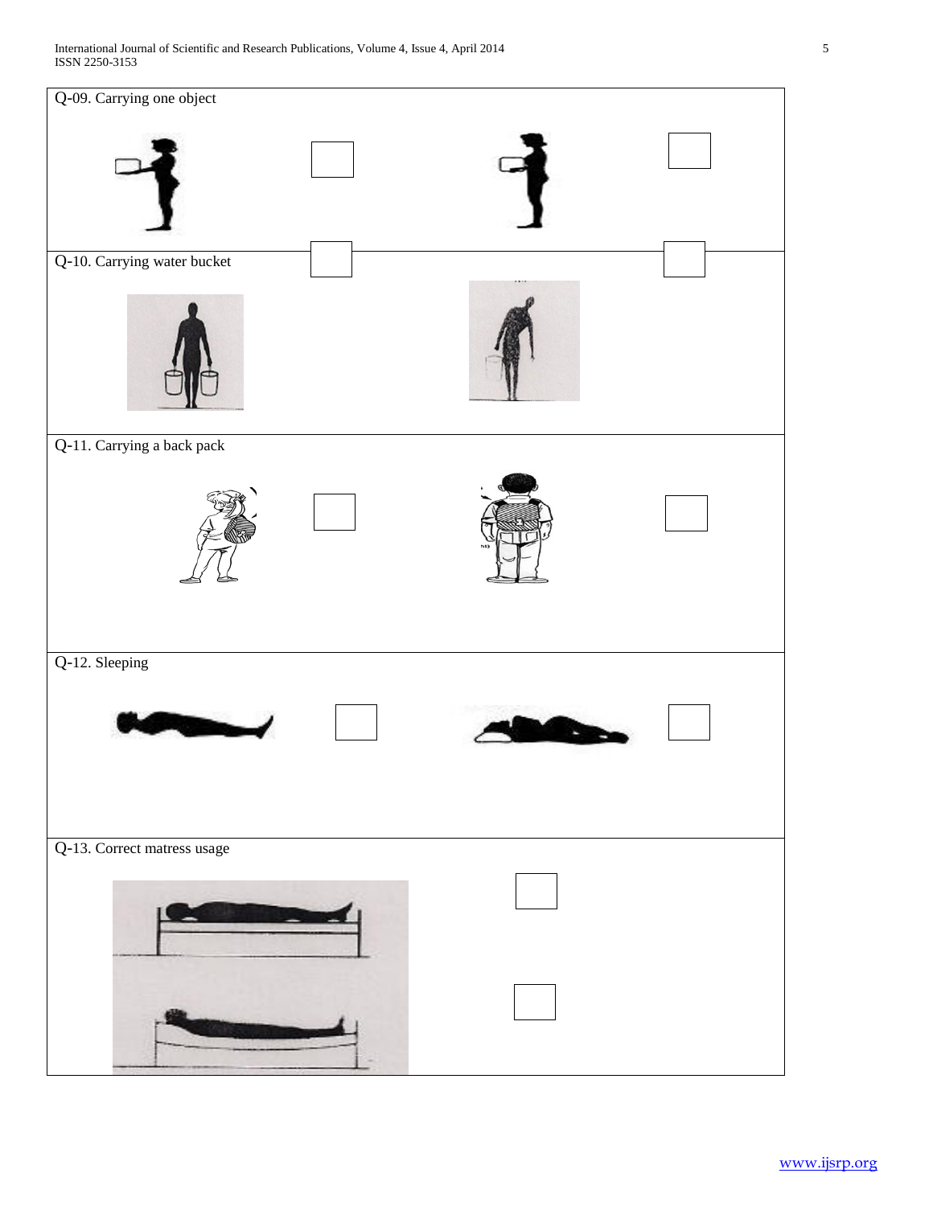Q-09. Carrying one object

Q-10. Carrying water bucket

Q-11. Carrying a back pack

Q-12. Sleeping

Q-13. Correct matress usage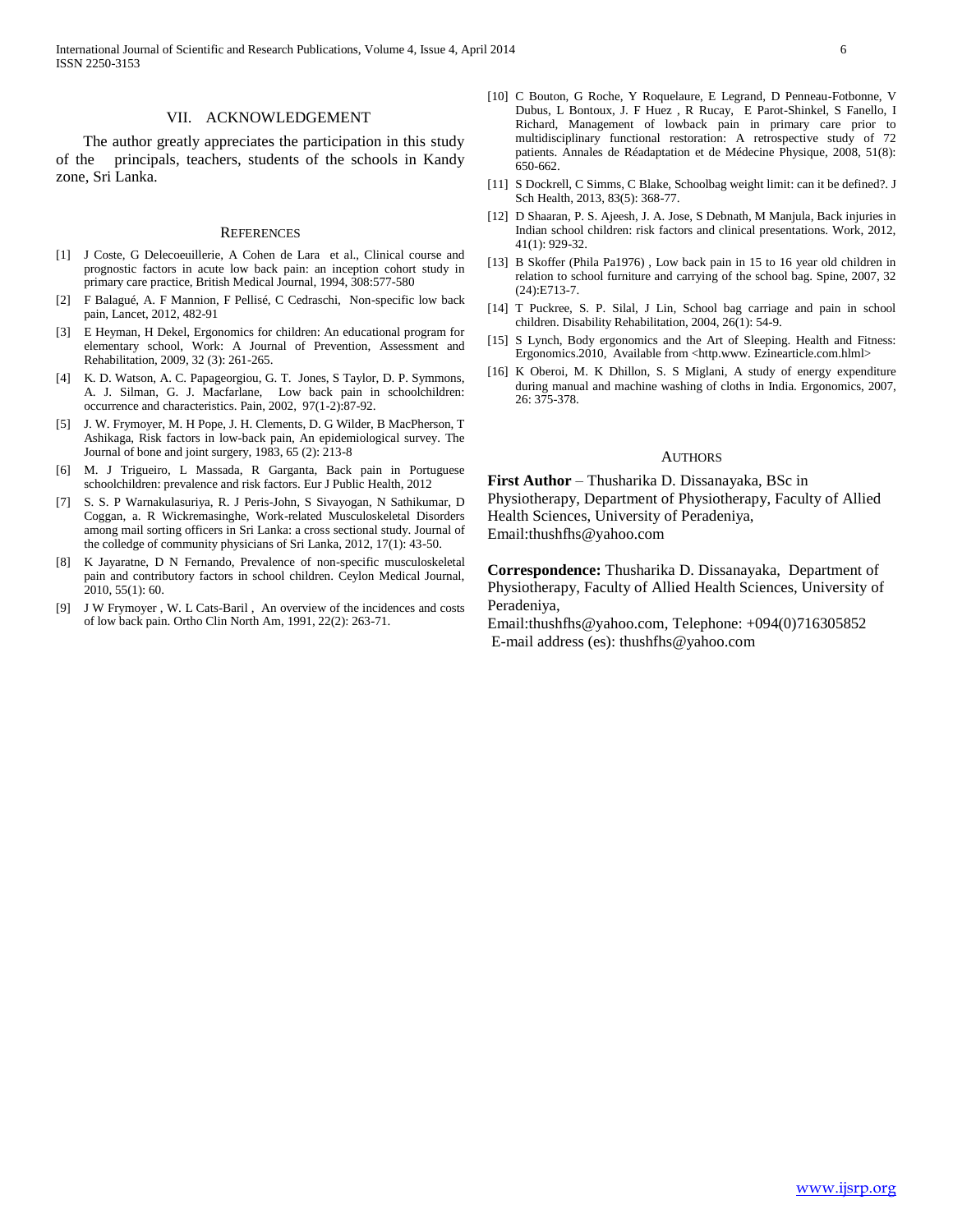## VII. ACKNOWLEDGEMENT

The author greatly appreciates the participation in this study of the principals, teachers, students of the schools in Kandy zone, Sri Lanka.

## REFERENCES

[1] J Coste, G Delecoeuillerie, A Cohen de Lara et al., Clinical course and prognostic factors in acute low back pain: an inception cohort study in primary care practice, British Medical Journal, 1994, 308:577-580

[2] F Balagué, A. F Mannion, F Pellisé, C Cedraschi, Non-specific low back pain, Lancet, 2012, 482-91

[3] E Heyman, H Dekel, Ergonomics for children: An educational program for elementary school, Work: A Journal of Prevention, Assessment and Rehabilitation, 2009, 32 (3): 261-265.

[4] K. D. Watson, A. C. Papageorgiou, G. T. Jones, S Taylor, D. P. Symmons, A. J. Silman, G. J. Macfarlane, Low back pain in schoolchildren: occurrence and characteristics. Pain, 2002, 97(1-2):87-92.

[5] J. W. Frymoyer, M. H Pope, J. H. Clements, D. G Wilder, B MacPherson, T Ashikaga, Risk factors in low-back pain, An epidemiological survey. The Journal of bone and joint surgery, 1983, 65 (2): 213-8

[6] M. J Trigueiro, L Massada, R Garganta, Back pain in Portuguese schoolchildren: prevalence and risk factors. Eur J Public Health, 2012

[7] S. S. P Warnakulasuriya, R. J Peris-John, S Sivayogan, N Sathikumar, D Coggan, a. R Wickremasinghe, Work-related Musculoskeletal Disorders among mail sorting officers in Sri Lanka: a cross sectional study. Journal of the colledge of community physicians of Sri Lanka, 2012, 17(1): 43-50.

[8] K Jayaratne, D N Fernando, Prevalence of non-specific musculoskeletal pain and contributory factors in school children. Ceylon Medical Journal, 2010, 55(1): 60.

[9] J W Frymoyer , W. L Cats-Baril , An overview of the incidences and costs of low back pain. Ortho Clin North Am, 1991, 22(2): 263-71.

[10] C Bouton, G Roche, Y Roquelaure, E Legrand, D Penneau-Fotbonne, V Dubus, L Bontoux, J. F Huez , R Rucay, E Parot-Shinkel, S Fanello, I Richard, Management of lowback pain in primary care prior to multidisciplinary functional restoration: A retrospective study of 72 patients. Annales de Réadaptation et de Médecine Physique, 2008, 51(8): 650-662.

[11] S Dockrell, C Simms, C Blake, Schoolbag weight limit: can it be defined?. J Sch Health, 2013, 83(5): 368-77.

[12] D Shaaran, P. S. Ajeesh, J. A. Jose, S Debnath, M Manjula, Back injuries in Indian school children: risk factors and clinical presentations. Work, 2012, 41(1): 929-32.

[13] B Skoffer (Phila Pa1976) , Low back pain in 15 to 16 year old children in relation to school furniture and carrying of the school bag. Spine, 2007, 32 (24):E713-7.

[14] T Puckree, S. P. Silal, J Lin, School bag carriage and pain in school children. Disability Rehabilitation, 2004, 26(1): 54-9.

[15] S Lynch, Body ergonomics and the Art of Sleeping. Health and Fitness: Ergonomics.2010, Available from <http.www. Ezinearticle.com.hlml>

[16] K Oberoi, M. K Dhillon, S. S Miglani, A study of energy expenditure during manual and machine washing of cloths in India. Ergonomics, 2007, 26: 375-378.

## AUTHORS

**First Author** – Thusharika D. Dissanayaka, BSc in Physiotherapy, Department of Physiotherapy, Faculty of Allied Health Sciences, University of Peradeniya, Email:thushfhs@yahoo.com

**Correspondence:** Thusharika D. Dissanayaka, Department of Physiotherapy, Faculty of Allied Health Sciences, University of Peradeniya,
Email:thushfhs@yahoo.com, Telephone: +094(0)716305852
E-mail address (es): thushfhs@yahoo.com